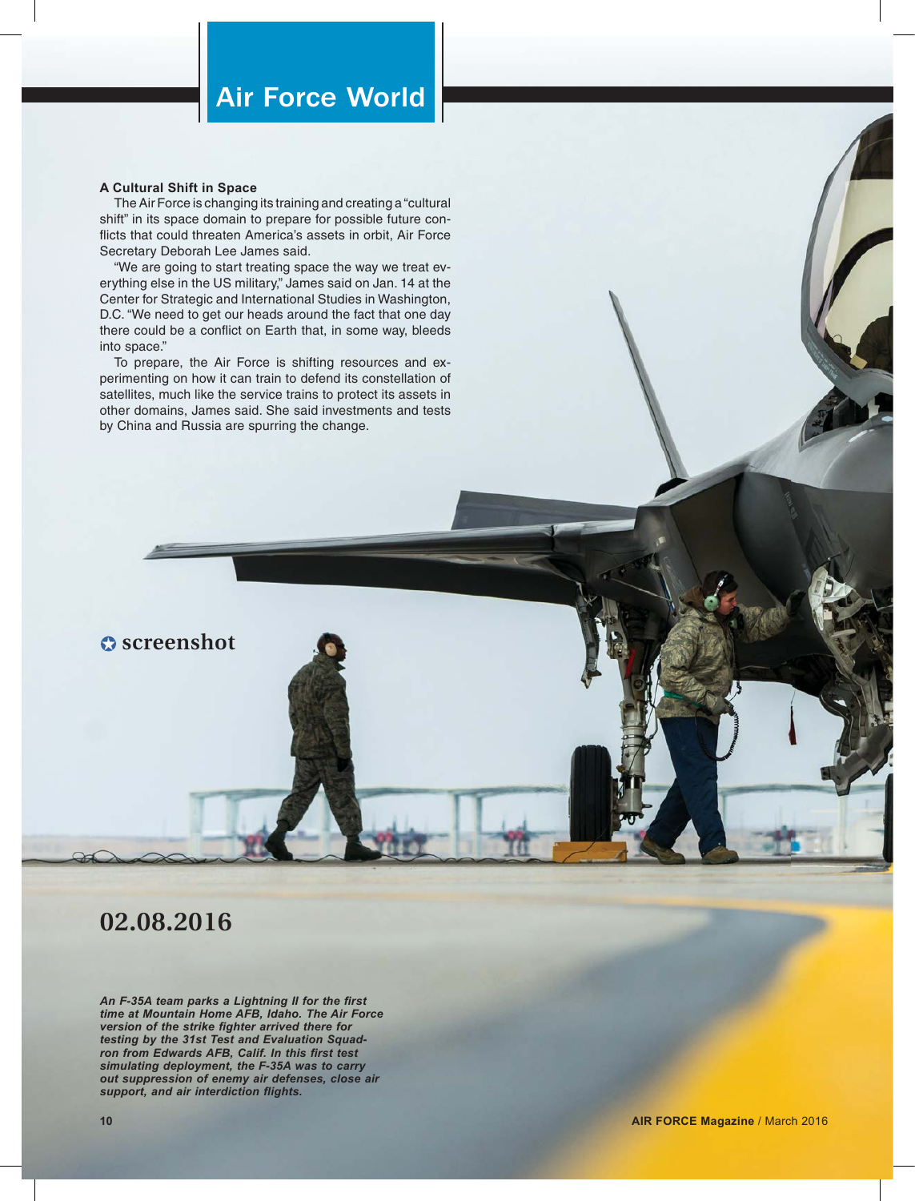# Air Force World

### A Cultural Shift in Space

The Air Force is changing its training and creating a "cultural shift" in its space domain to prepare for possible future conflicts that could threaten America's assets in orbit, Air Force Secretary Deborah Lee James said.

"We are going to start treating space the way we treat everything else in the US military," James said on Jan. 14 at the Center for Strategic and International Studies in Washington, D.C. "We need to get our heads around the fact that one day there could be a conflict on Earth that, in some way, bleeds into space."

To prepare, the Air Force is shifting resources and experimenting on how it can train to defend its constellation of satellites, much like the service trains to protect its assets in other domains, James said. She said investments and tests by China and Russia are spurring the change.

## screenshot

## 02.08.2016

***An F-35A team parks a Lightning II for the first time at Mountain Home AFB, Idaho. The Air Force version of the strike fighter arrived there for testing by the 31st Test and Evaluation Squadron from Edwards AFB, Calif. In this first test simulating deployment, the F-35A was to carry out suppression of enemy air defenses, close air support, and air interdiction flights.***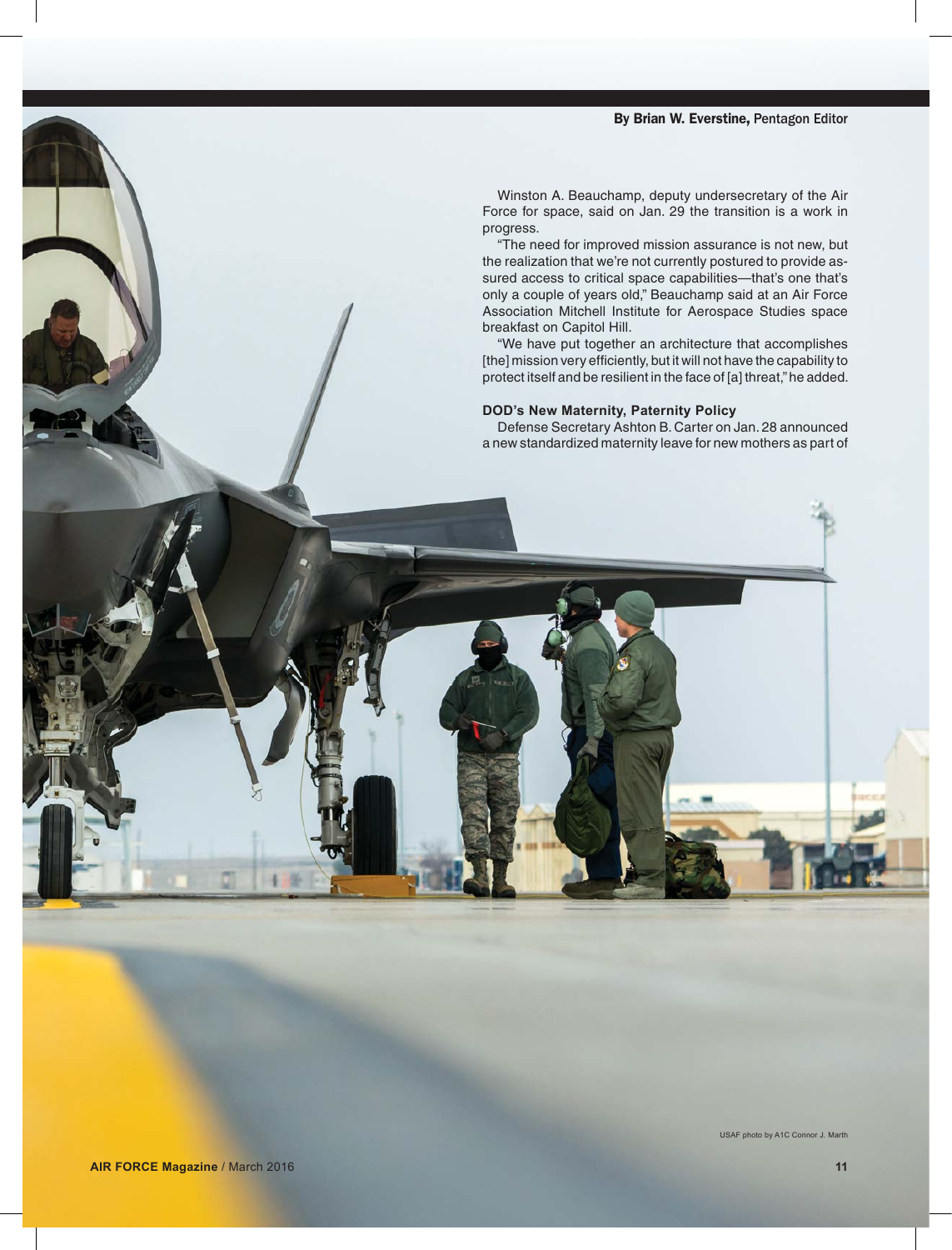By Brian W. Everstine, Pentagon Editor

Winston A. Beauchamp, deputy undersecretary of the Air Force for space, said on Jan. 29 the transition is a work in progress.

"The need for improved mission assurance is not new, but the realization that we're not currently postured to provide assured access to critical space capabilities—that's one that's only a couple of years old," Beauchamp said at an Air Force Association Mitchell Institute for Aerospace Studies space breakfast on Capitol Hill.

"We have put together an architecture that accomplishes [the] mission very efficiently, but it will not have the capability to protect itself and be resilient in the face of [a] threat," he added.

**DOD's New Maternity, Paternity Policy**

Defense Secretary Ashton B. Carter on Jan. 28 announced a new standardized maternity leave for new mothers as part of

USAF photo by A1C Connor J. Marth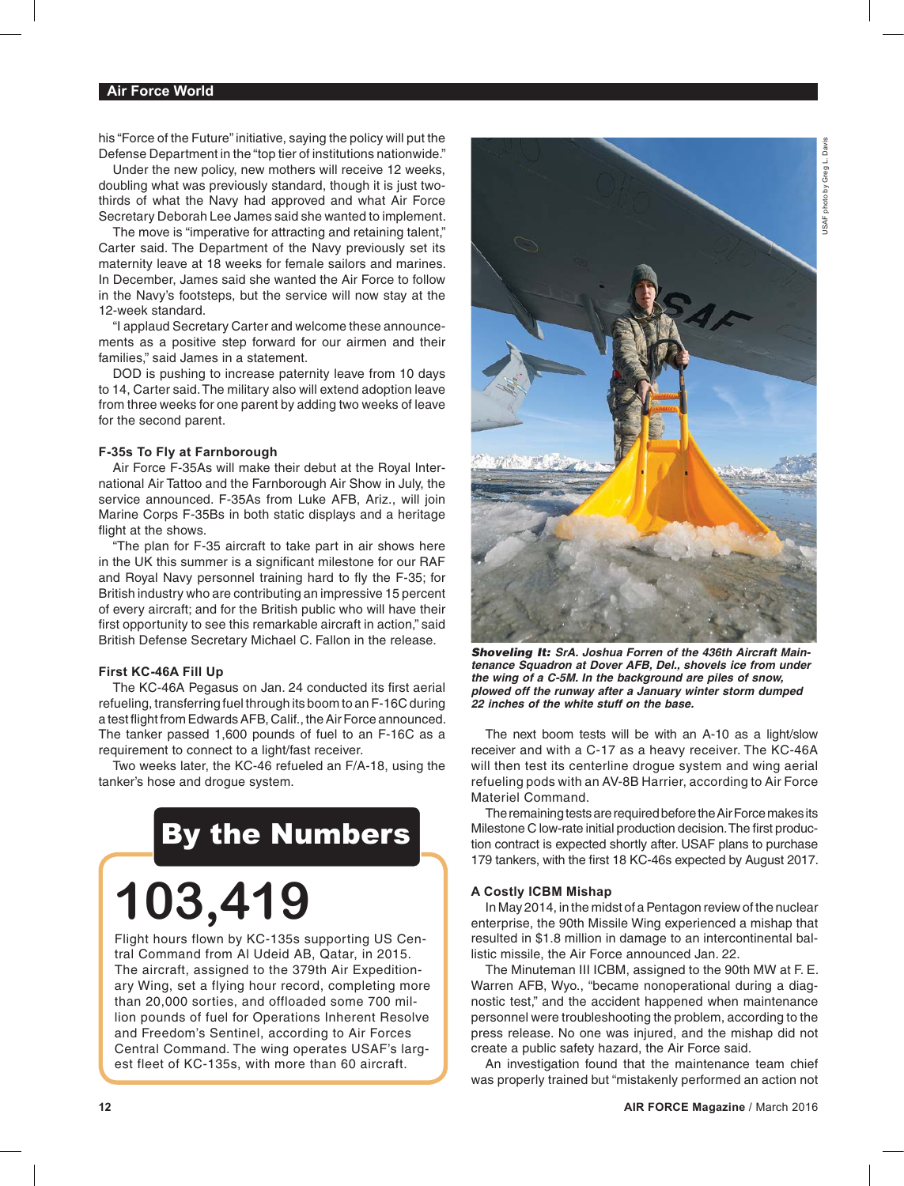his "Force of the Future" initiative, saying the policy will put the Defense Department in the "top tier of institutions nationwide."

Under the new policy, new mothers will receive 12 weeks, doubling what was previously standard, though it is just two-thirds of what the Navy had approved and what Air Force Secretary Deborah Lee James said she wanted to implement.

The move is "imperative for attracting and retaining talent," Carter said. The Department of the Navy previously set its maternity leave at 18 weeks for female sailors and marines. In December, James said she wanted the Air Force to follow in the Navy's footsteps, but the service will now stay at the 12-week standard.

"I applaud Secretary Carter and welcome these announcements as a positive step forward for our airmen and their families," said James in a statement.

DOD is pushing to increase paternity leave from 10 days to 14, Carter said. The military also will extend adoption leave from three weeks for one parent by adding two weeks of leave for the second parent.

### F-35s To Fly at Farnborough

Air Force F-35As will make their debut at the Royal International Air Tattoo and the Farnborough Air Show in July, the service announced. F-35As from Luke AFB, Ariz., will join Marine Corps F-35Bs in both static displays and a heritage flight at the shows.

"The plan for F-35 aircraft to take part in air shows here in the UK this summer is a significant milestone for our RAF and Royal Navy personnel training hard to fly the F-35; for British industry who are contributing an impressive 15 percent of every aircraft; and for the British public who will have their first opportunity to see this remarkable aircraft in action," said British Defense Secretary Michael C. Fallon in the release.

### First KC-46A Fill Up

The KC-46A Pegasus on Jan. 24 conducted its first aerial refueling, transferring fuel through its boom to an F-16C during a test flight from Edwards AFB, Calif., the Air Force announced. The tanker passed 1,600 pounds of fuel to an F-16C as a requirement to connect to a light/fast receiver.

Two weeks later, the KC-46 refueled an F/A-18, using the tanker's hose and drogue system.

USAF photo by Greg L. Davis

***Shoveling It:** SrA. Joshua Forren of the 436th Aircraft Maintenance Squadron at Dover AFB, Del., shovels ice from under the wing of a C-5M. In the background are piles of snow, plowed off the runway after a January winter storm dumped 22 inches of the white stuff on the base.*

The next boom tests will be with an A-10 as a light/slow receiver and with a C-17 as a heavy receiver. The KC-46A will then test its centerline drogue system and wing aerial refueling pods with an AV-8B Harrier, according to Air Force Materiel Command.

The remaining tests are required before the Air Force makes its Milestone C low-rate initial production decision. The first production contract is expected shortly after. USAF plans to purchase 179 tankers, with the first 18 KC-46s expected by August 2017.

## By the Numbers

**103,419**

Flight hours flown by KC-135s supporting US Central Command from Al Udeid AB, Qatar, in 2015. The aircraft, assigned to the 379th Air Expeditionary Wing, set a flying hour record, completing more than 20,000 sorties, and offloaded some 700 million pounds of fuel for Operations Inherent Resolve and Freedom's Sentinel, according to Air Forces Central Command. The wing operates USAF's largest fleet of KC-135s, with more than 60 aircraft.

### A Costly ICBM Mishap

In May 2014, in the midst of a Pentagon review of the nuclear enterprise, the 90th Missile Wing experienced a mishap that resulted in $1.8 million in damage to an intercontinental ballistic missile, the Air Force announced Jan. 22.

The Minuteman III ICBM, assigned to the 90th MW at F. E. Warren AFB, Wyo., "became nonoperational during a diagnostic test," and the accident happened when maintenance personnel were troubleshooting the problem, according to the press release. No one was injured, and the mishap did not create a public safety hazard, the Air Force said.

An investigation found that the maintenance team chief was properly trained but "mistakenly performed an action not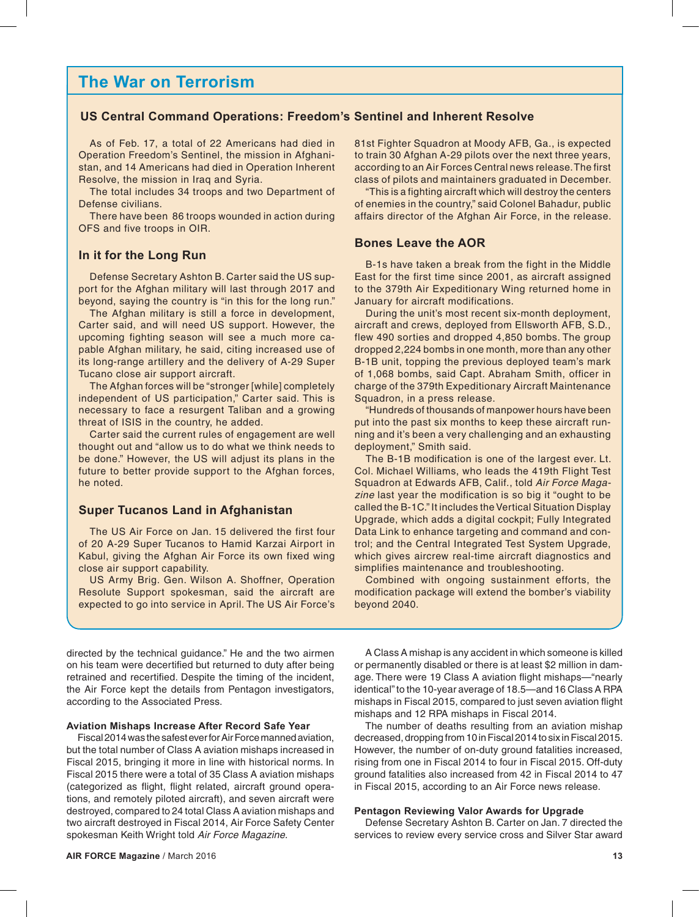## The War on Terrorism

### US Central Command Operations: Freedom's Sentinel and Inherent Resolve

As of Feb. 17, a total of 22 Americans had died in Operation Freedom's Sentinel, the mission in Afghanistan, and 14 Americans had died in Operation Inherent Resolve, the mission in Iraq and Syria.

The total includes 34 troops and two Department of Defense civilians.

There have been 86 troops wounded in action during OFS and five troops in OIR.

### In it for the Long Run

Defense Secretary Ashton B. Carter said the US support for the Afghan military will last through 2017 and beyond, saying the country is "in this for the long run."

The Afghan military is still a force in development, Carter said, and will need US support. However, the upcoming fighting season will see a much more capable Afghan military, he said, citing increased use of its long-range artillery and the delivery of A-29 Super Tucano close air support aircraft.

The Afghan forces will be "stronger [while] completely independent of US participation," Carter said. This is necessary to face a resurgent Taliban and a growing threat of ISIS in the country, he added.

Carter said the current rules of engagement are well thought out and "allow us to do what we think needs to be done." However, the US will adjust its plans in the future to better provide support to the Afghan forces, he noted.

### Super Tucanos Land in Afghanistan

The US Air Force on Jan. 15 delivered the first four of 20 A-29 Super Tucanos to Hamid Karzai Airport in Kabul, giving the Afghan Air Force its own fixed wing close air support capability.

US Army Brig. Gen. Wilson A. Shoffner, Operation Resolute Support spokesman, said the aircraft are expected to go into service in April. The US Air Force's 81st Fighter Squadron at Moody AFB, Ga., is expected to train 30 Afghan A-29 pilots over the next three years, according to an Air Forces Central news release. The first class of pilots and maintainers graduated in December.

"This is a fighting aircraft which will destroy the centers of enemies in the country," said Colonel Bahadur, public affairs director of the Afghan Air Force, in the release.

### Bones Leave the AOR

B-1s have taken a break from the fight in the Middle East for the first time since 2001, as aircraft assigned to the 379th Air Expeditionary Wing returned home in January for aircraft modifications.

During the unit's most recent six-month deployment, aircraft and crews, deployed from Ellsworth AFB, S.D., flew 490 sorties and dropped 4,850 bombs. The group dropped 2,224 bombs in one month, more than any other B-1B unit, topping the previous deployed team's mark of 1,068 bombs, said Capt. Abraham Smith, officer in charge of the 379th Expeditionary Aircraft Maintenance Squadron, in a press release.

"Hundreds of thousands of manpower hours have been put into the past six months to keep these aircraft running and it's been a very challenging and an exhausting deployment," Smith said.

The B-1B modification is one of the largest ever. Lt. Col. Michael Williams, who leads the 419th Flight Test Squadron at Edwards AFB, Calif., told *Air Force Magazine* last year the modification is so big it "ought to be called the B-1C." It includes the Vertical Situation Display Upgrade, which adds a digital cockpit; Fully Integrated Data Link to enhance targeting and command and control; and the Central Integrated Test System Upgrade, which gives aircrew real-time aircraft diagnostics and simplifies maintenance and troubleshooting.

Combined with ongoing sustainment efforts, the modification package will extend the bomber's viability beyond 2040.

---

directed by the technical guidance." He and the two airmen on his team were decertified but returned to duty after being retrained and recertified. Despite the timing of the incident, the Air Force kept the details from Pentagon investigators, according to the Associated Press.

**Aviation Mishaps Increase After Record Safe Year**

Fiscal 2014 was the safest ever for Air Force manned aviation, but the total number of Class A aviation mishaps increased in Fiscal 2015, bringing it more in line with historical norms. In Fiscal 2015 there were a total of 35 Class A aviation mishaps (categorized as flight, flight related, aircraft ground operations, and remotely piloted aircraft), and seven aircraft were destroyed, compared to 24 total Class A aviation mishaps and two aircraft destroyed in Fiscal 2014, Air Force Safety Center spokesman Keith Wright told *Air Force Magazine*.

A Class A mishap is any accident in which someone is killed or permanently disabled or there is at least $2 million in damage. There were 19 Class A aviation flight mishaps—"nearly identical" to the 10-year average of 18.5—and 16 Class A RPA mishaps in Fiscal 2015, compared to just seven aviation flight mishaps and 12 RPA mishaps in Fiscal 2014.

The number of deaths resulting from an aviation mishap decreased, dropping from 10 in Fiscal 2014 to six in Fiscal 2015. However, the number of on-duty ground fatalities increased, rising from one in Fiscal 2014 to four in Fiscal 2015. Off-duty ground fatalities also increased from 42 in Fiscal 2014 to 47 in Fiscal 2015, according to an Air Force news release.

**Pentagon Reviewing Valor Awards for Upgrade**

Defense Secretary Ashton B. Carter on Jan. 7 directed the services to review every service cross and Silver Star award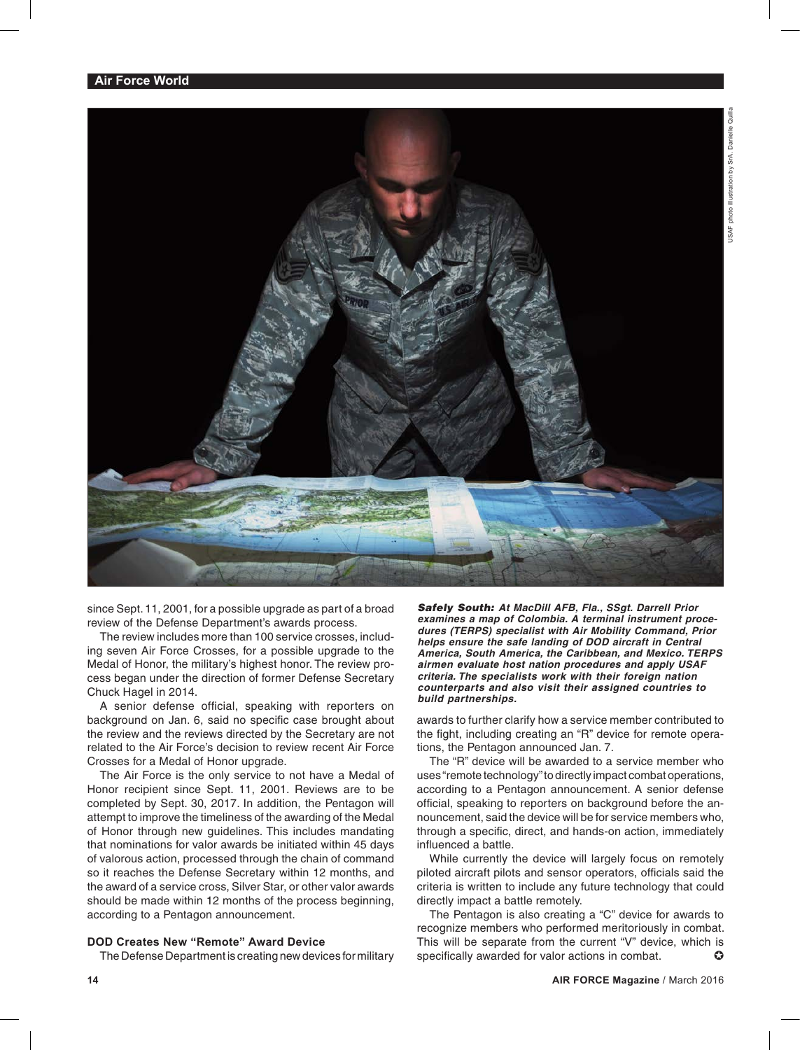since Sept. 11, 2001, for a possible upgrade as part of a broad review of the Defense Department's awards process.

The review includes more than 100 service crosses, including seven Air Force Crosses, for a possible upgrade to the Medal of Honor, the military's highest honor. The review process began under the direction of former Defense Secretary Chuck Hagel in 2014.

A senior defense official, speaking with reporters on background on Jan. 6, said no specific case brought about the review and the reviews directed by the Secretary are not related to the Air Force's decision to review recent Air Force Crosses for a Medal of Honor upgrade.

The Air Force is the only service to not have a Medal of Honor recipient since Sept. 11, 2001. Reviews are to be completed by Sept. 30, 2017. In addition, the Pentagon will attempt to improve the timeliness of the awarding of the Medal of Honor through new guidelines. This includes mandating that nominations for valor awards be initiated within 45 days of valorous action, processed through the chain of command so it reaches the Defense Secretary within 12 months, and the award of a service cross, Silver Star, or other valor awards should be made within 12 months of the process beginning, according to a Pentagon announcement.

### DOD Creates New "Remote" Award Device

The Defense Department is creating new devices for military awards to further clarify how a service member contributed to the fight, including creating an "R" device for remote operations, the Pentagon announced Jan. 7.

The "R" device will be awarded to a service member who uses "remote technology" to directly impact combat operations, according to a Pentagon announcement. A senior defense official, speaking to reporters on background before the announcement, said the device will be for service members who, through a specific, direct, and hands-on action, immediately influenced a battle.

While currently the device will largely focus on remotely piloted aircraft pilots and sensor operators, officials said the criteria is written to include any future technology that could directly impact a battle remotely.

The Pentagon is also creating a "C" device for awards to recognize members who performed meritoriously in combat. This will be separate from the current "V" device, which is specifically awarded for valor actions in combat. ✪

USAF photo illustration by SrA. Danielle Quilla

***Safely South:** At MacDill AFB, Fla., SSgt. Darrell Prior examines a map of Colombia. A terminal instrument procedures (TERPS) specialist with Air Mobility Command, Prior helps ensure the safe landing of DOD aircraft in Central America, South America, the Caribbean, and Mexico. TERPS airmen evaluate host nation procedures and apply USAF criteria. The specialists work with their foreign nation counterparts and also visit their assigned countries to build partnerships.*